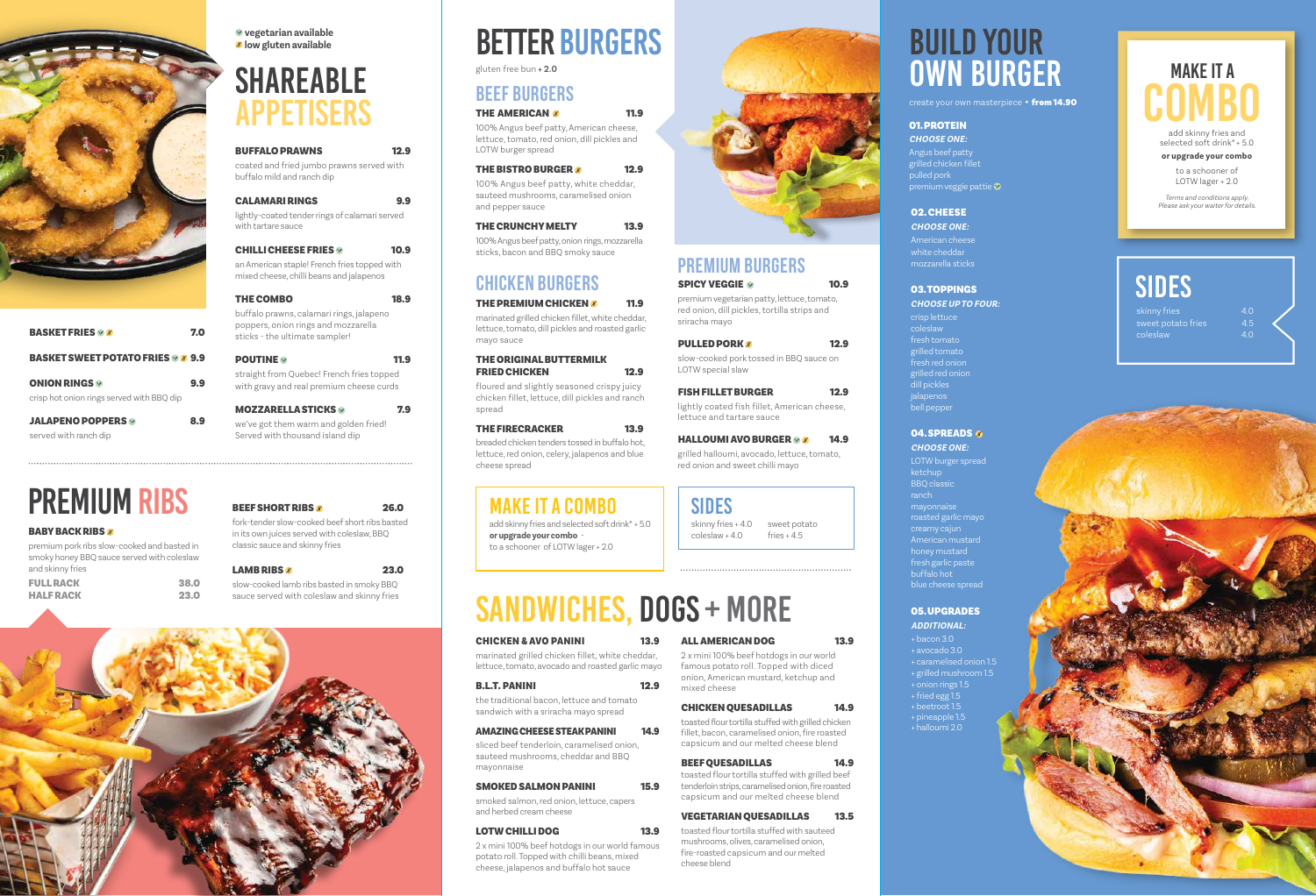✓ vegetarian available
✗ low gluten available

# SHAREABLE APPETISERS

**BUFFALO PRAWNS** 12.9
coated and fried jumbo prawns served with buffalo mild and ranch dip

**CALAMARI RINGS** 9.9
lightly-coated tender rings of calamari served with tartare sauce

**CHILLI CHEESE FRIES** ✓ 10.9
an American staple! French fries topped with mixed cheese, chilli beans and jalapenos

**THE COMBO** 18.9
buffalo prawns, calamari rings, jalapeno poppers, onion rings and mozzarella sticks - the ultimate sampler!

**POUTINE** ✓ 11.9
straight from Quebec! French fries topped with gravy and real premium cheese curds

**MOZZARELLA STICKS** ✓ 7.9
we've got them warm and golden fried! Served with thousand island dip

**BASKET FRIES** ✓ ✗ 7.0

**BASKET SWEET POTATO FRIES** ✓ ✗ 9.9

**ONION RINGS** ✓ 9.9
crisp hot onion rings served with BBQ dip

**JALAPENO POPPERS** ✓ 8.9
served with ranch dip

# PREMIUM RIBS

**BABY BACK RIBS** ✗
premium pork ribs slow-cooked and basted in smoky honey BBQ sauce served with coleslaw and skinny fries

**FULL RACK** 38.0
**HALF RACK** 23.0

**BEEF SHORT RIBS** ✗ 26.0
fork-tender slow-cooked beef short ribs basted in its own juices served with coleslaw, BBQ classic sauce and skinny fries

**LAMB RIBS** ✗ 23.0
slow-cooked lamb ribs basted in smoky BBQ sauce served with coleslaw and skinny fries

# BETTER BURGERS

gluten free bun + **2.0**

## BEEF BURGERS

**THE AMERICAN** ✗ 11.9
100% Angus beef patty, American cheese, lettuce, tomato, red onion, dill pickles and LOTW burger spread

**THE BISTRO BURGER** ✗ 12.9
100% Angus beef patty, white cheddar, sauteed mushrooms, caramelised onion and pepper sauce

**THE CRUNCHY MELTY** 13.9
100% Angus beef patty, onion rings, mozzarella sticks, bacon and BBQ smoky sauce

## CHICKEN BURGERS

**THE PREMIUM CHICKEN** ✗ 11.9
marinated grilled chicken fillet, white cheddar, lettuce, tomato, dill pickles and roasted garlic mayo sauce

**THE ORIGINAL BUTTERMILK FRIED CHICKEN** 12.9
floured and slightly seasoned crispy juicy chicken fillet, lettuce, dill pickles and ranch spread

**THE FIRECRACKER** 13.9
breaded chicken tenders tossed in buffalo hot, lettuce, red onion, celery, jalapenos and blue cheese spread

## PREMIUM BURGERS

**SPICY VEGGIE** ✓ 10.9
premium vegetarian patty, lettuce, tomato, red onion, dill pickles, tortilla strips and sriracha mayo

**PULLED PORK** ✗ 12.9
slow-cooked pork tossed in BBQ sauce on LOTW special slaw

**FISH FILLET BURGER** 12.9
lightly coated fish fillet, American cheese, lettuce and tartare sauce

**HALLOUMI AVO BURGER** ✓ ✗ 14.9
grilled halloumi, avocado, lettuce, tomato, red onion and sweet chilli mayo

## MAKE IT A COMBO

add skinny fries and selected soft drink* + 5.0
**or upgrade your combo** - to a schooner of LOTW lager + 2.0

## SIDES

skinny fries + 4.0
coleslaw + 4.0
sweet potato fries + 4.5

# SANDWICHES, DOGS + MORE

**CHICKEN & AVO PANINI** 13.9
marinated grilled chicken fillet, white cheddar, lettuce, tomato, avocado and roasted garlic mayo

**B.L.T. PANINI** 12.9
the traditional bacon, lettuce and tomato sandwich with a sriracha mayo spread

**AMAZING CHEESE STEAK PANINI** 14.9
sliced beef tenderloin, caramelised onion, sauteed mushrooms, cheddar and BBQ mayonnaise

**SMOKED SALMON PANINI** 15.9
smoked salmon, red onion, lettuce, capers and herbed cream cheese

**LOTW CHILLI DOG** 13.9
2 x mini 100% beef hotdogs in our world famous potato roll. Topped with chilli beans, mixed cheese, jalapenos and buffalo hot sauce

**ALL AMERICAN DOG** 13.9
2 x mini 100% beef hotdogs in our world famous potato roll. Topped with diced onion, American mustard, ketchup and mixed cheese

**CHICKEN QUESADILLAS** 14.9
toasted flour tortilla stuffed with grilled chicken fillet, bacon, caramelised onion, fire roasted capsicum and our melted cheese blend

**BEEF QUESADILLAS** 14.9
toasted flour tortilla stuffed with grilled beef tenderloin strips, caramelised onion, fire roasted capsicum and our melted cheese blend

**VEGETARIAN QUESADILLAS** 13.5
toasted flour tortilla stuffed with sauteed mushrooms, olives, caramelised onion, fire-roasted capsicum and our melted cheese blend

# BUILD YOUR OWN BURGER

create your own masterpiece • **from 14.90**

### 01. PROTEIN

***CHOOSE ONE:***

- Angus beef patty
- grilled chicken fillet
- pulled pork
- premium veggie pattie ✓

### 02. CHEESE

***CHOOSE ONE:***

- American cheese
- white cheddar
- mozzarella sticks

### 03. TOPPINGS

***CHOOSE UP TO FOUR:***

- crisp lettuce
- coleslaw
- fresh tomato
- grilled tomato
- fresh red onion
- grilled red onion
- dill pickles
- jalapenos
- bell pepper

### 04. SPREADS ✗

***CHOOSE ONE:***

- LOTW burger spread
- ketchup
- BBQ classic
- ranch
- mayonnaise
- roasted garlic mayo
- creamy cajun
- American mustard
- honey mustard
- fresh garlic paste
- buffalo hot
- blue cheese spread

### 05. UPGRADES

***ADDITIONAL:***

- + bacon 3.0
- + avocado 3.0
- + caramelised onion 1.5
- + grilled mushroom 1.5
- + onion rings 1.5
- + fried egg 1.5
- + beetroot 1.5
- + pineapple 1.5
- + halloumi 2.0

## MAKE IT A COMBO

add skinny fries and selected soft drink* + 5.0

**or upgrade your combo**

to a schooner of LOTW lager + 2.0

*Terms and conditions apply. Please ask your waiter for details.*

## SIDES

| | |
|---|---|
| skinny fries | 4.0 |
| sweet potato fries | 4.5 |
| coleslaw | 4.0 |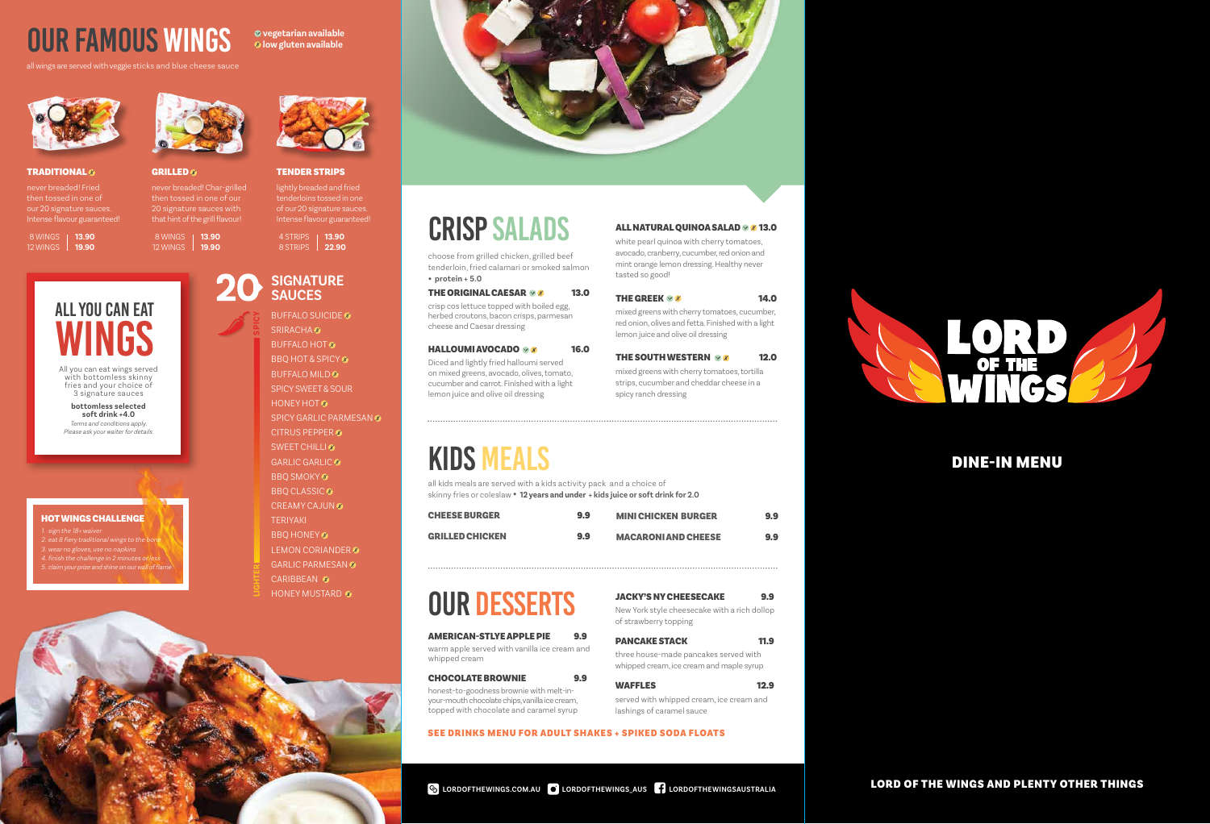# OUR FAMOUS WINGS

vegetarian available
low gluten available

all wings are served with veggie sticks and blue cheese sauce

### TRADITIONAL

never breaded! Fried then tossed in one of our 20 signature sauces. Intense flavour guaranteed!

| | |
|---|---|
| 8 WINGS | 13.90 |
| 12 WINGS | 19.90 |

### GRILLED

never breaded! Char-grilled then tossed in one of our 20 signature sauces with that hint of the grill flavour!

| | |
|---|---|
| 8 WINGS | 13.90 |
| 12 WINGS | 19.90 |

### TENDER STRIPS

lightly breaded and fried tenderloins tossed in one of our 20 signature sauces. Intense flavour guaranteed!

| | |
|---|---|
| 4 STRIPS | 13.90 |
| 8 STRIPS | 22.90 |

## ALL YOU CAN EAT WINGS

All you can eat wings served with bottomless skinny fries and your choice of 3 signature sauces

**bottomless selected soft drink +4.0**

*Terms and conditions apply. Please ask your waiter for details.*

## HOT WINGS CHALLENGE

1. sign the 18+ waiver
2. eat 8 fiery traditional wings to the bone
3. wear no gloves, use no napkins
4. finish the challenge in 2 minutes or less
5. claim your prize and shine on our wall of flame

## 20 SIGNATURE SAUCES

SPICY

- BUFFALO SUICIDE
- SRIRACHA
- BUFFALO HOT
- BBQ HOT & SPICY
- BUFFALO MILD
- SPICY SWEET & SOUR
- HONEY HOT
- SPICY GARLIC PARMESAN
- CITRUS PEPPER
- SWEET CHILLI
- GARLIC GARLIC
- BBQ SMOKY
- BBQ CLASSIC
- CREAMY CAJUN
- TERIYAKI
- BBQ HONEY
- LEMON CORIANDER
- GARLIC PARMESAN
- CARIBBEAN
- HONEY MUSTARD

LIGHTER

# CRISP SALADS

choose from grilled chicken, grilled beef tenderloin, fried calamari or smoked salmon
• **protein + 5.0**

**THE ORIGINAL CAESAR** — **13.0**
crisp cos lettuce topped with boiled egg, herbed croutons, bacon crisps, parmesan cheese and Caesar dressing

**HALLOUMI AVOCADO** — **16.0**
Diced and lightly fried halloumi served on mixed greens, avocado, olives, tomato, cucumber and carrot. Finished with a light lemon juice and olive oil dressing

**ALL NATURAL QUINOA SALAD** — **13.0**
white pearl quinoa with cherry tomatoes, avocado, cranberry, cucumber, red onion and mint orange lemon dressing. Healthy never tasted so good!

**THE GREEK** — **14.0**
mixed greens with cherry tomatoes, cucumber, red onion, olives and fetta. Finished with a light lemon juice and olive oil dressing

**THE SOUTHWESTERN** — **12.0**
mixed greens with cherry tomatoes, tortilla strips, cucumber and cheddar cheese in a spicy ranch dressing

# KIDS MEALS

all kids meals are served with a kids activity pack and a choice of skinny fries or coleslaw • **12 years and under + kids juice or soft drink for 2.0**

| | | | |
|---|---|---|---|
| **CHEESE BURGER** | 9.9 | **MINI CHICKEN BURGER** | 9.9 |
| **GRILLED CHICKEN** | 9.9 | **MACARONI AND CHEESE** | 9.9 |

# OUR DESSERTS

**AMERICAN-STLYE APPLE PIE** — **9.9**
warm apple served with vanilla ice cream and whipped cream

**CHOCOLATE BROWNIE** — **9.9**
honest-to-goodness brownie with melt-in-your-mouth chocolate chips, vanilla ice cream, topped with chocolate and caramel syrup

**JACKY'S NY CHEESECAKE** — **9.9**
New York style cheesecake with a rich dollop of strawberry topping

**PANCAKE STACK** — **11.9**
three house-made pancakes served with whipped cream, ice cream and maple syrup

**WAFFLES** — **12.9**
served with whipped cream, ice cream and lashings of caramel sauce

**SEE DRINKS MENU FOR ADULT SHAKES + SPIKED SODA FLOATS**

LORDOFTHEWINGS.COM.AU | LORDOFTHEWINGS_AUS | LORDOFTHEWINGSAUSTRALIA

# LORD OF THE WINGS

## DINE-IN MENU

**LORD OF THE WINGS AND PLENTY OTHER THINGS**